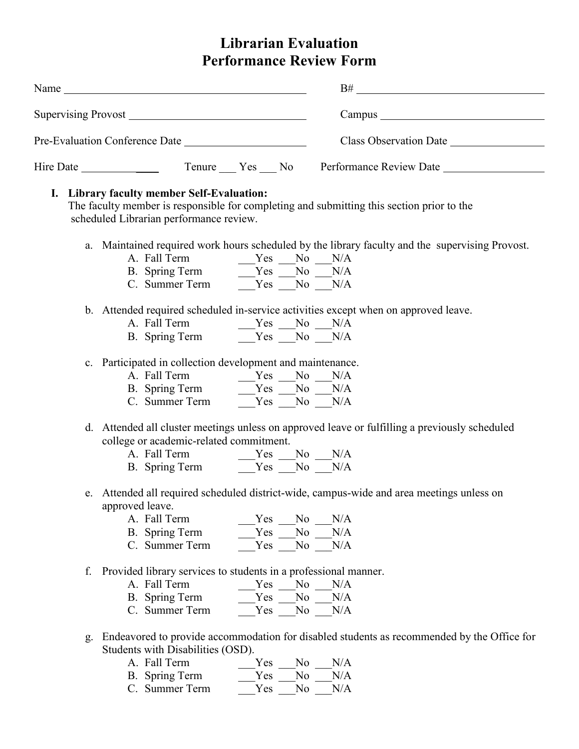# Librarian Evaluation
# Performance Review Form

Name ______________________________ B# ______________________________

Supervising Provost ______________________________ Campus ______________________________

Pre-Evaluation Conference Date ____________________ Class Observation Date ________________

Hire Date ____________ Tenure ___ Yes ___ No Performance Review Date ________________

**I. Library faculty member Self-Evaluation:**
The faculty member is responsible for completing and submitting this section prior to the scheduled Librarian performance review.

a. Maintained required work hours scheduled by the library faculty and the supervising Provost.
   A. Fall Term ___Yes ___No ___N/A
   B. Spring Term ___Yes ___No ___N/A
   C. Summer Term ___Yes ___No ___N/A

b. Attended required scheduled in-service activities except when on approved leave.
   A. Fall Term ___Yes ___No ___N/A
   B. Spring Term ___Yes ___No ___N/A

c. Participated in collection development and maintenance.
   A. Fall Term ___Yes ___No ___N/A
   B. Spring Term ___Yes ___No ___N/A
   C. Summer Term ___Yes ___No ___N/A

d. Attended all cluster meetings unless on approved leave or fulfilling a previously scheduled college or academic-related commitment.
   A. Fall Term ___Yes ___No ___N/A
   B. Spring Term ___Yes ___No ___N/A

e. Attended all required scheduled district-wide, campus-wide and area meetings unless on approved leave.
   A. Fall Term ___Yes ___No ___N/A
   B. Spring Term ___Yes ___No ___N/A
   C. Summer Term ___Yes ___No ___N/A

f. Provided library services to students in a professional manner.
   A. Fall Term ___Yes ___No ___N/A
   B. Spring Term ___Yes ___No ___N/A
   C. Summer Term ___Yes ___No ___N/A

g. Endeavored to provide accommodation for disabled students as recommended by the Office for Students with Disabilities (OSD).
   A. Fall Term ___Yes ___No ___N/A
   B. Spring Term ___Yes ___No ___N/A
   C. Summer Term ___Yes ___No ___N/A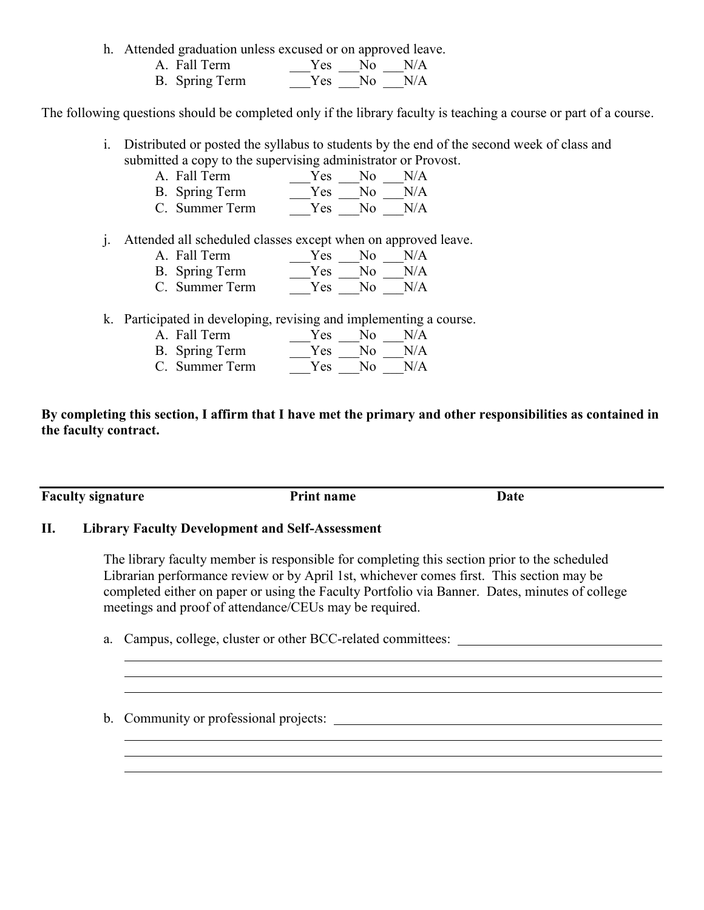h. Attended graduation unless excused or on approved leave.
   A. Fall Term ___Yes ___No ___N/A
   B. Spring Term ___Yes ___No ___N/A

The following questions should be completed only if the library faculty is teaching a course or part of a course.

i. Distributed or posted the syllabus to students by the end of the second week of class and submitted a copy to the supervising administrator or Provost.
   A. Fall Term ___Yes ___No ___N/A
   B. Spring Term ___Yes ___No ___N/A
   C. Summer Term ___Yes ___No ___N/A

j. Attended all scheduled classes except when on approved leave.
   A. Fall Term ___Yes ___No ___N/A
   B. Spring Term ___Yes ___No ___N/A
   C. Summer Term ___Yes ___No ___N/A

k. Participated in developing, revising and implementing a course.
   A. Fall Term ___Yes ___No ___N/A
   B. Spring Term ___Yes ___No ___N/A
   C. Summer Term ___Yes ___No ___N/A

**By completing this section, I affirm that I have met the primary and other responsibilities as contained in the faculty contract.**

______________________________________________________________________

**Faculty signature** **Print name** **Date**

## II. Library Faculty Development and Self-Assessment

The library faculty member is responsible for completing this section prior to the scheduled Librarian performance review or by April 1st, whichever comes first. This section may be completed either on paper or using the Faculty Portfolio via Banner. Dates, minutes of college meetings and proof of attendance/CEUs may be required.

a. Campus, college, cluster or other BCC-related committees: ______________________________

______________________________________________________________________

______________________________________________________________________

______________________________________________________________________

b. Community or professional projects: ______________________________

______________________________________________________________________

______________________________________________________________________

______________________________________________________________________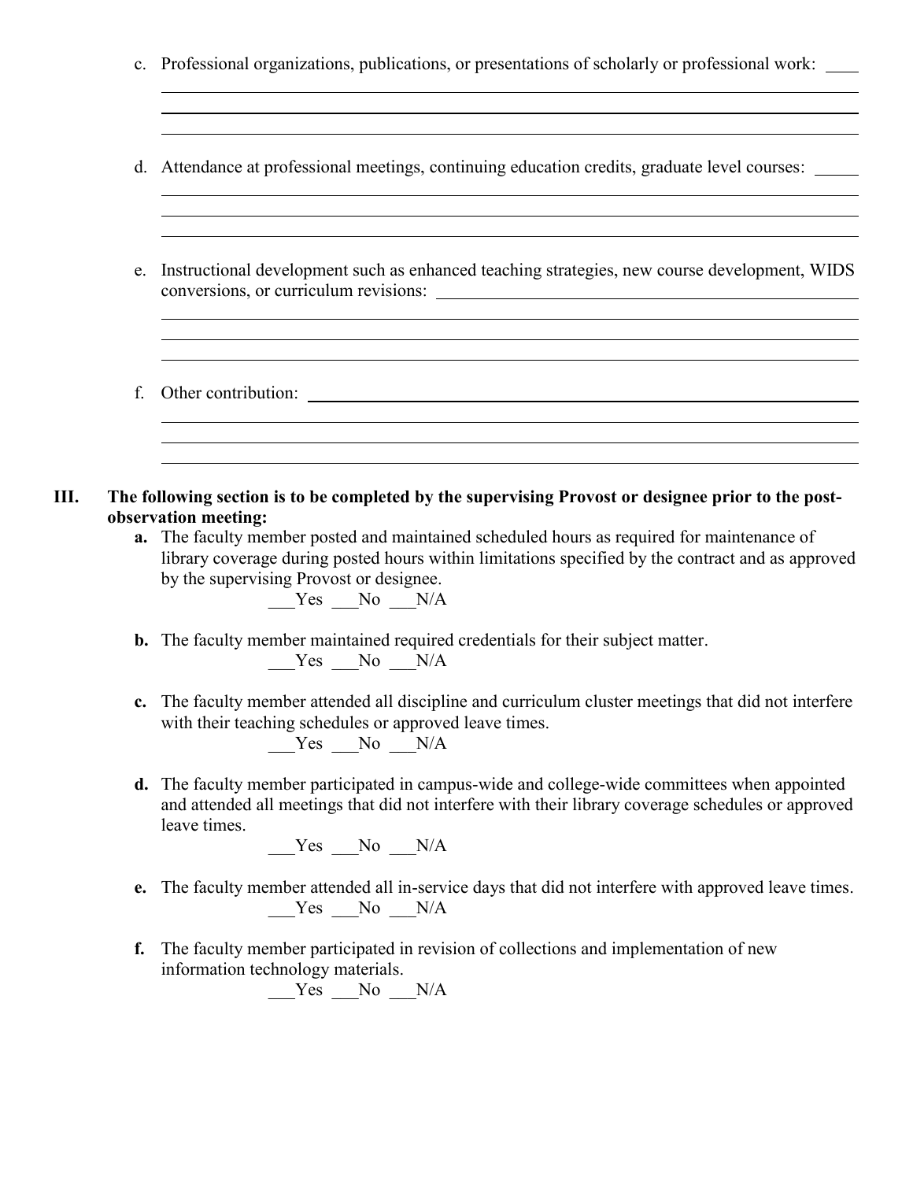c. Professional organizations, publications, or presentations of scholarly or professional work: ____

d. Attendance at professional meetings, continuing education credits, graduate level courses: ____

e. Instructional development such as enhanced teaching strategies, new course development, WIDS conversions, or curriculum revisions: ____

f. Other contribution: ____

**III. The following section is to be completed by the supervising Provost or designee prior to the post-observation meeting:**

**a.** The faculty member posted and maintained scheduled hours as required for maintenance of library coverage during posted hours within limitations specified by the contract and as approved by the supervising Provost or designee.

___Yes ___No ___N/A

**b.** The faculty member maintained required credentials for their subject matter.

___Yes ___No ___N/A

**c.** The faculty member attended all discipline and curriculum cluster meetings that did not interfere with their teaching schedules or approved leave times.

___Yes ___No ___N/A

**d.** The faculty member participated in campus-wide and college-wide committees when appointed and attended all meetings that did not interfere with their library coverage schedules or approved leave times.

___Yes ___No ___N/A

**e.** The faculty member attended all in-service days that did not interfere with approved leave times.

___Yes ___No ___N/A

**f.** The faculty member participated in revision of collections and implementation of new information technology materials.

___Yes ___No ___N/A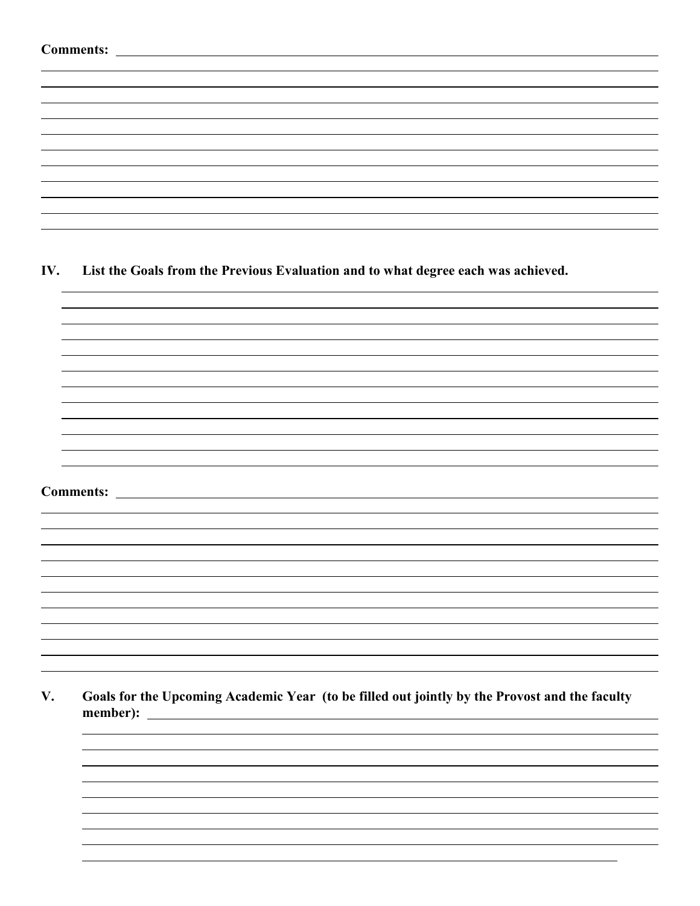**Comments:**

## IV. List the Goals from the Previous Evaluation and to what degree each was achieved.

**Comments:**

## V. Goals for the Upcoming Academic Year (to be filled out jointly by the Provost and the faculty member):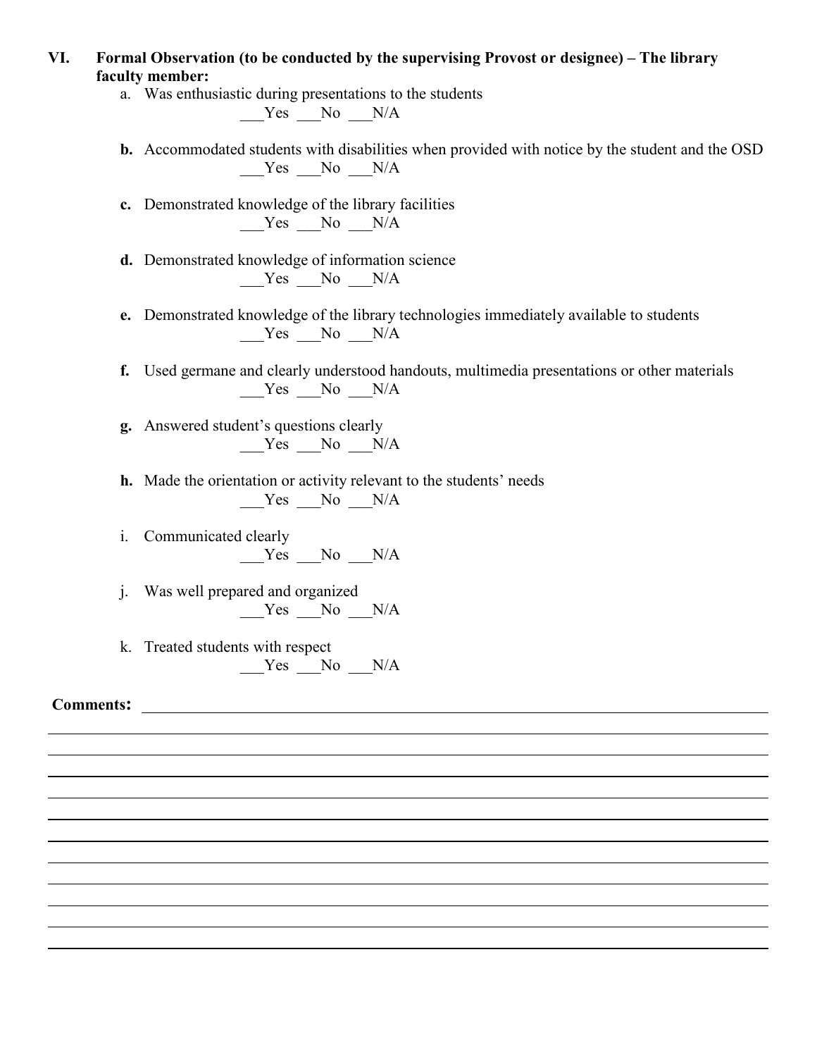## VI. Formal Observation (to be conducted by the supervising Provost or designee) – The library faculty member:

a. Was enthusiastic during presentations to the students

___Yes ___No ___N/A

**b.** Accommodated students with disabilities when provided with notice by the student and the OSD

___Yes ___No ___N/A

**c.** Demonstrated knowledge of the library facilities

___Yes ___No ___N/A

**d.** Demonstrated knowledge of information science

___Yes ___No ___N/A

**e.** Demonstrated knowledge of the library technologies immediately available to students

___Yes ___No ___N/A

**f.** Used germane and clearly understood handouts, multimedia presentations or other materials

___Yes ___No ___N/A

**g.** Answered student's questions clearly

___Yes ___No ___N/A

**h.** Made the orientation or activity relevant to the students' needs

___Yes ___No ___N/A

i. Communicated clearly

___Yes ___No ___N/A

j. Was well prepared and organized

___Yes ___No ___N/A

k. Treated students with respect

___Yes ___No ___N/A

**Comments:** ______________________________________________________________________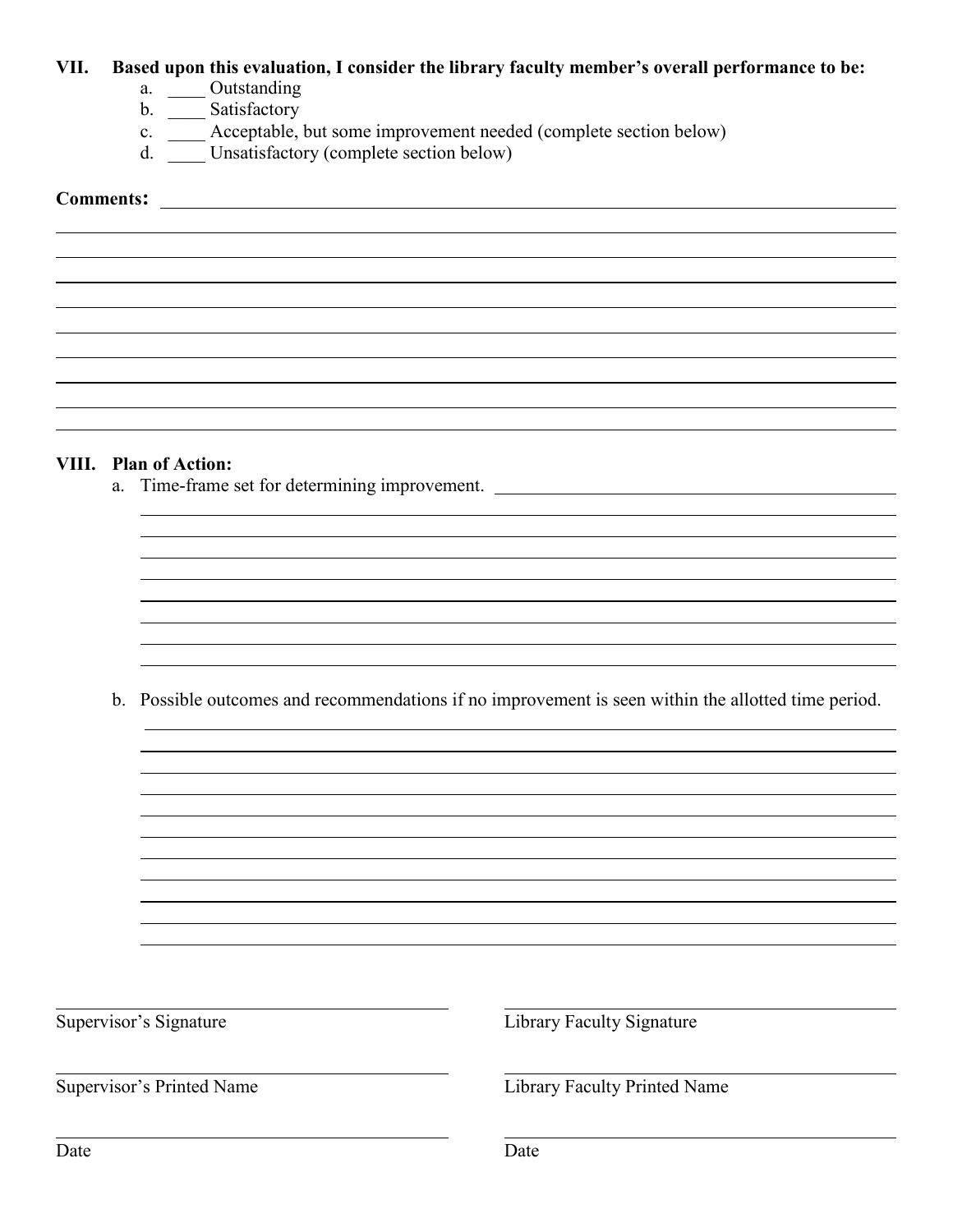**VII. Based upon this evaluation, I consider the library faculty member's overall performance to be:**

a. ____ Outstanding
b. ____ Satisfactory
c. ____ Acceptable, but some improvement needed (complete section below)
d. ____ Unsatisfactory (complete section below)

**Comments:** ____________________________________________

____________________________________________

____________________________________________

____________________________________________

____________________________________________

____________________________________________

____________________________________________

____________________________________________

____________________________________________

**VIII. Plan of Action:**

a. Time-frame set for determining improvement. ____________________________________________

____________________________________________

____________________________________________

____________________________________________

____________________________________________

____________________________________________

____________________________________________

____________________________________________

b. Possible outcomes and recommendations if no improvement is seen within the allotted time period.

____________________________________________

____________________________________________

____________________________________________

____________________________________________

____________________________________________

____________________________________________

____________________________________________

____________________________________________

____________________________________________

____________________________________________

| | |
|---|---|
| ____________________ Supervisor's Signature | ____________________ Library Faculty Signature |
| ____________________ Supervisor's Printed Name | ____________________ Library Faculty Printed Name |
| ____________________ Date | ____________________ Date |